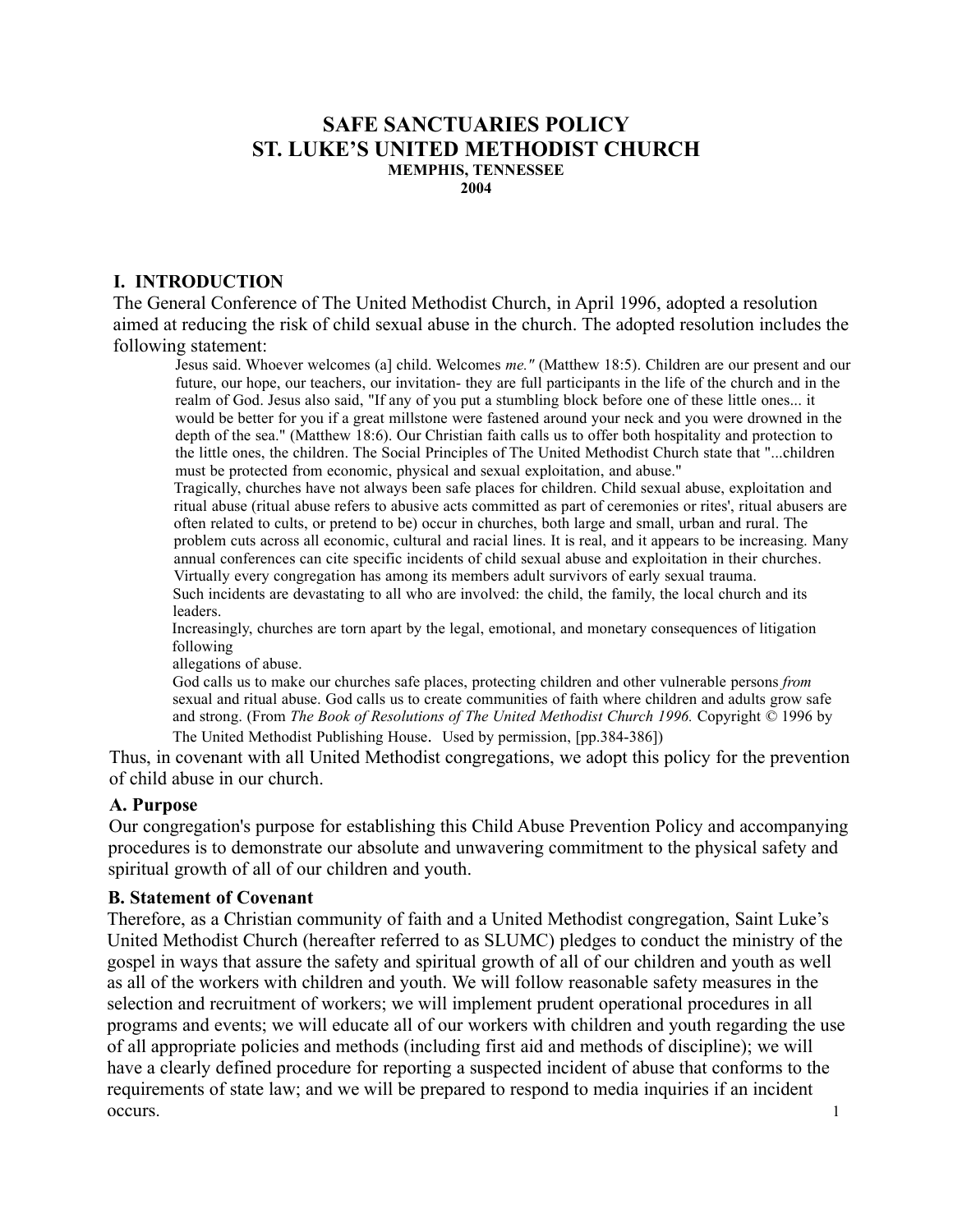# SAFE SANCTUARIES POLICY
# ST. LUKE'S UNITED METHODIST CHURCH

**MEMPHIS, TENNESSEE**

**2004**

## I. INTRODUCTION

The General Conference of The United Methodist Church, in April 1996, adopted a resolution aimed at reducing the risk of child sexual abuse in the church. The adopted resolution includes the following statement:

> Jesus said. Whoever welcomes (a] child. Welcomes *me."* (Matthew 18:5). Children are our present and our future, our hope, our teachers, our invitation- they are full participants in the life of the church and in the realm of God. Jesus also said, "If any of you put a stumbling block before one of these little ones... it would be better for you if a great millstone were fastened around your neck and you were drowned in the depth of the sea." (Matthew 18:6). Our Christian faith calls us to offer both hospitality and protection to the little ones, the children. The Social Principles of The United Methodist Church state that "...children must be protected from economic, physical and sexual exploitation, and abuse."
>
> Tragically, churches have not always been safe places for children. Child sexual abuse, exploitation and ritual abuse (ritual abuse refers to abusive acts committed as part of ceremonies or rites', ritual abusers are often related to cults, or pretend to be) occur in churches, both large and small, urban and rural. The problem cuts across all economic, cultural and racial lines. It is real, and it appears to be increasing. Many annual conferences can cite specific incidents of child sexual abuse and exploitation in their churches. Virtually every congregation has among its members adult survivors of early sexual trauma.
>
> Such incidents are devastating to all who are involved: the child, the family, the local church and its leaders.
>
> Increasingly, churches are torn apart by the legal, emotional, and monetary consequences of litigation following allegations of abuse.
>
> God calls us to make our churches safe places, protecting children and other vulnerable persons *from* sexual and ritual abuse. God calls us to create communities of faith where children and adults grow safe and strong. (From *The Book of Resolutions of The United Methodist Church 1996.* Copyright © 1996 by The United Methodist Publishing House. Used by permission, [pp.384-386])

Thus, in covenant with all United Methodist congregations, we adopt this policy for the prevention of child abuse in our church.

### A. Purpose

Our congregation's purpose for establishing this Child Abuse Prevention Policy and accompanying procedures is to demonstrate our absolute and unwavering commitment to the physical safety and spiritual growth of all of our children and youth.

### B. Statement of Covenant

Therefore, as a Christian community of faith and a United Methodist congregation, Saint Luke's United Methodist Church (hereafter referred to as SLUMC) pledges to conduct the ministry of the gospel in ways that assure the safety and spiritual growth of all of our children and youth as well as all of the workers with children and youth. We will follow reasonable safety measures in the selection and recruitment of workers; we will implement prudent operational procedures in all programs and events; we will educate all of our workers with children and youth regarding the use of all appropriate policies and methods (including first aid and methods of discipline); we will have a clearly defined procedure for reporting a suspected incident of abuse that conforms to the requirements of state law; and we will be prepared to respond to media inquiries if an incident occurs.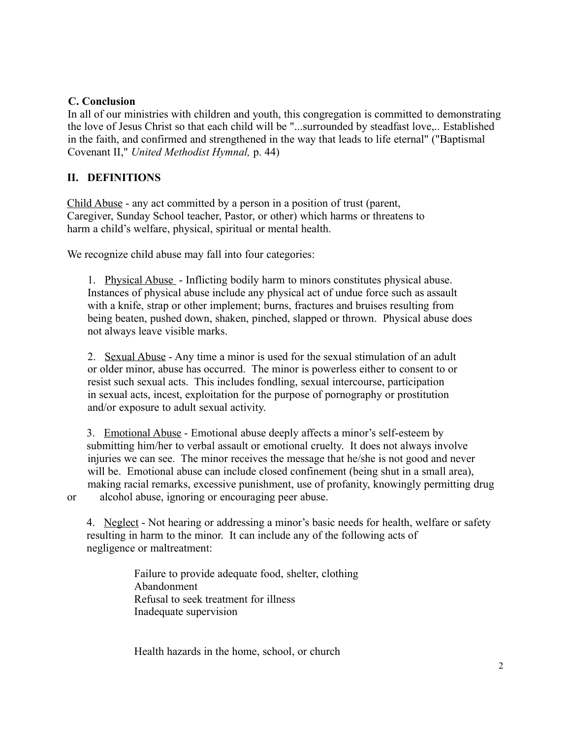### C. Conclusion

In all of our ministries with children and youth, this congregation is committed to demonstrating the love of Jesus Christ so that each child will be "...surrounded by steadfast love,.. Established in the faith, and confirmed and strengthened in the way that leads to life eternal" ("Baptismal Covenant II," *United Methodist Hymnal,* p. 44)

## II. DEFINITIONS

Child Abuse - any act committed by a person in a position of trust (parent, Caregiver, Sunday School teacher, Pastor, or other) which harms or threatens to harm a child's welfare, physical, spiritual or mental health.

We recognize child abuse may fall into four categories:

1. Physical Abuse - Inflicting bodily harm to minors constitutes physical abuse. Instances of physical abuse include any physical act of undue force such as assault with a knife, strap or other implement; burns, fractures and bruises resulting from being beaten, pushed down, shaken, pinched, slapped or thrown. Physical abuse does not always leave visible marks.

2. Sexual Abuse - Any time a minor is used for the sexual stimulation of an adult or older minor, abuse has occurred. The minor is powerless either to consent to or resist such sexual acts. This includes fondling, sexual intercourse, participation in sexual acts, incest, exploitation for the purpose of pornography or prostitution and/or exposure to adult sexual activity.

3. Emotional Abuse - Emotional abuse deeply affects a minor's self-esteem by submitting him/her to verbal assault or emotional cruelty. It does not always involve injuries we can see. The minor receives the message that he/she is not good and never will be. Emotional abuse can include closed confinement (being shut in a small area), making racial remarks, excessive punishment, use of profanity, knowingly permitting drug or alcohol abuse, ignoring or encouraging peer abuse.

4. Neglect - Not hearing or addressing a minor's basic needs for health, welfare or safety resulting in harm to the minor. It can include any of the following acts of negligence or maltreatment:

   Failure to provide adequate food, shelter, clothing
   Abandonment
   Refusal to seek treatment for illness
   Inadequate supervision

   Health hazards in the home, school, or church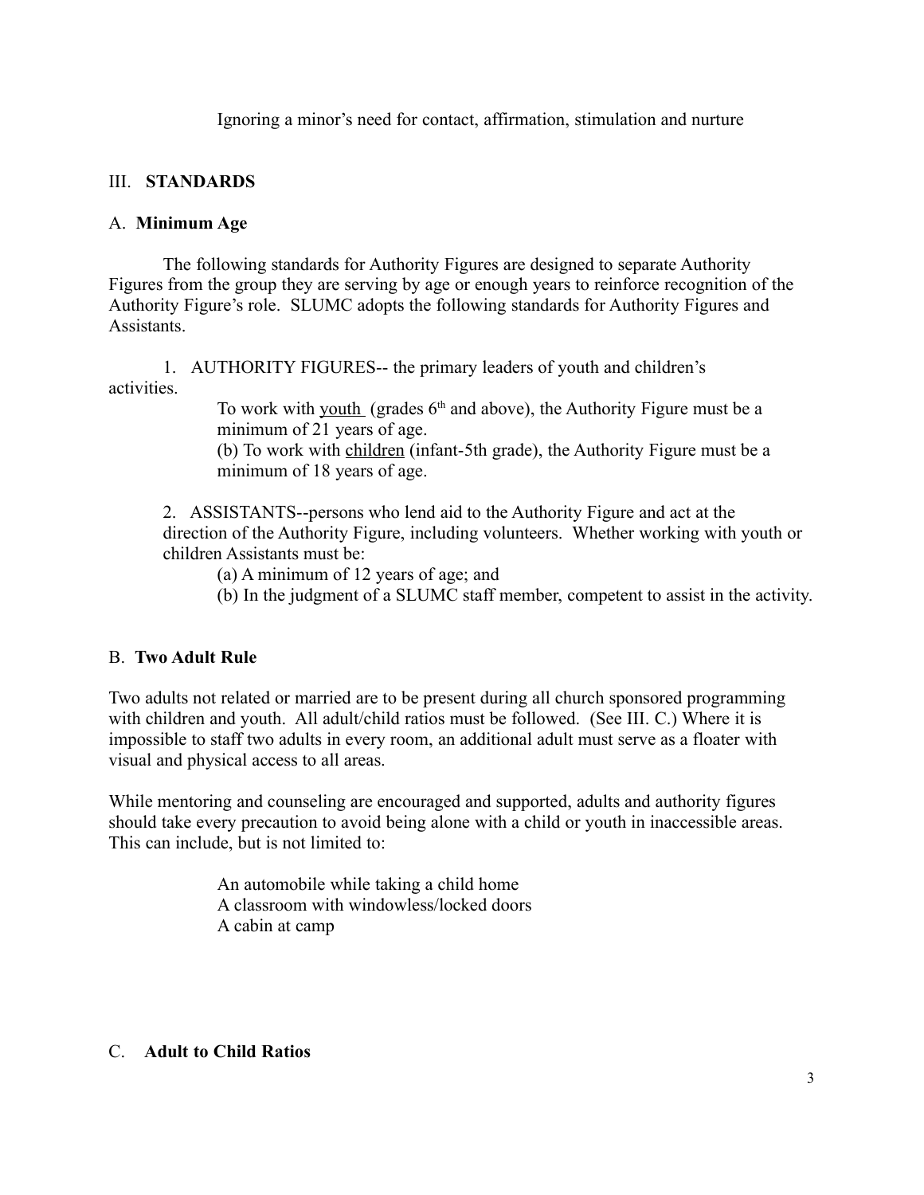Ignoring a minor's need for contact, affirmation, stimulation and nurture

## III. **STANDARDS**

### A. **Minimum Age**

The following standards for Authority Figures are designed to separate Authority Figures from the group they are serving by age or enough years to reinforce recognition of the Authority Figure's role. SLUMC adopts the following standards for Authority Figures and Assistants.

1. AUTHORITY FIGURES-- the primary leaders of youth and children's activities.

   To work with <u>youth</u> (grades 6th and above), the Authority Figure must be a minimum of 21 years of age.
   
   (b) To work with <u>children</u> (infant-5th grade), the Authority Figure must be a minimum of 18 years of age.

2. ASSISTANTS--persons who lend aid to the Authority Figure and act at the direction of the Authority Figure, including volunteers. Whether working with youth or children Assistants must be:

   (a) A minimum of 12 years of age; and
   
   (b) In the judgment of a SLUMC staff member, competent to assist in the activity.

### B. **Two Adult Rule**

Two adults not related or married are to be present during all church sponsored programming with children and youth. All adult/child ratios must be followed. (See III. C.) Where it is impossible to staff two adults in every room, an additional adult must serve as a floater with visual and physical access to all areas.

While mentoring and counseling are encouraged and supported, adults and authority figures should take every precaution to avoid being alone with a child or youth in inaccessible areas. This can include, but is not limited to:

An automobile while taking a child home  
A classroom with windowless/locked doors  
A cabin at camp

### C. **Adult to Child Ratios**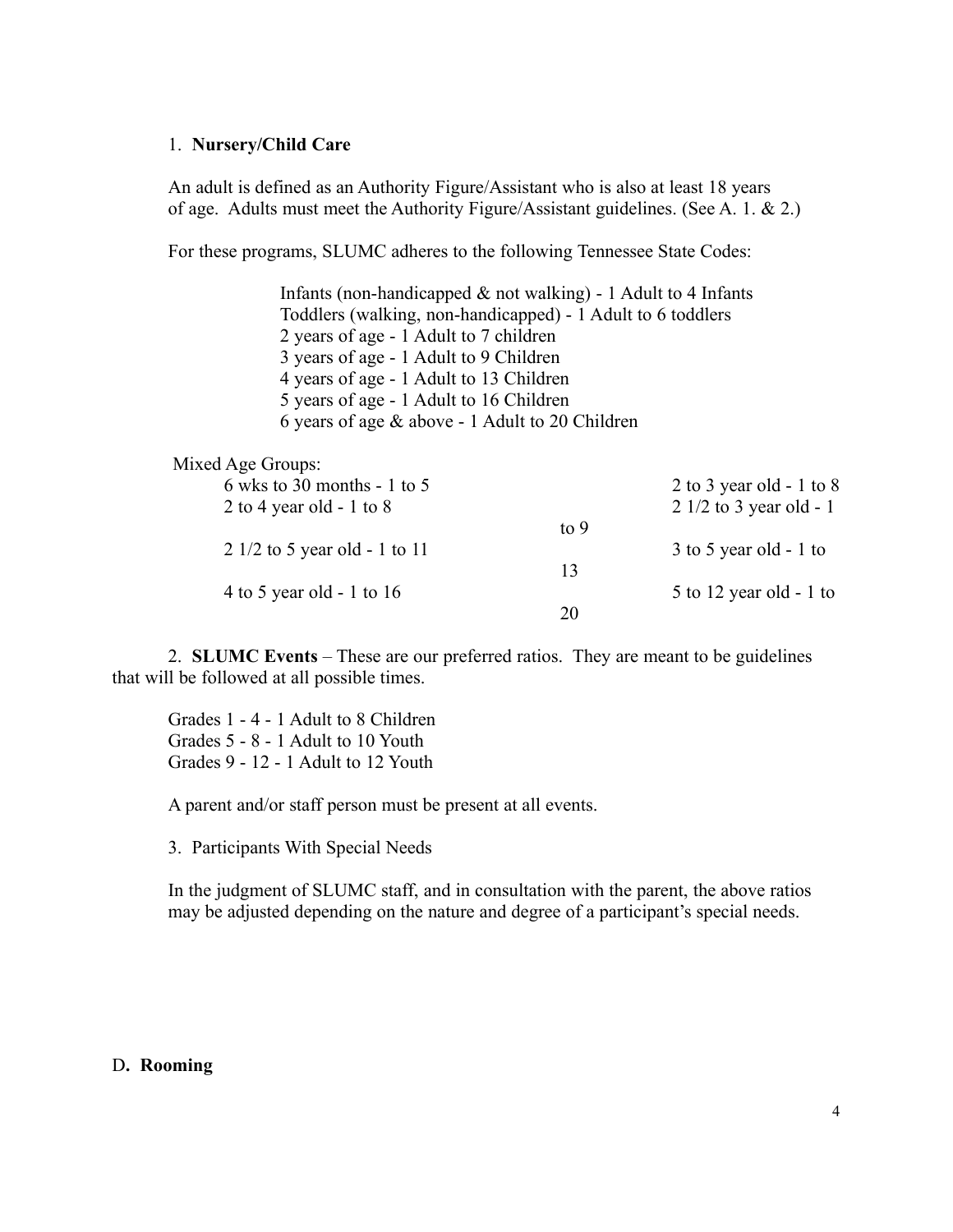1. **Nursery/Child Care**

An adult is defined as an Authority Figure/Assistant who is also at least 18 years of age. Adults must meet the Authority Figure/Assistant guidelines. (See A. 1. & 2.)

For these programs, SLUMC adheres to the following Tennessee State Codes:

Infants (non-handicapped & not walking) - 1 Adult to 4 Infants
Toddlers (walking, non-handicapped) - 1 Adult to 6 toddlers
2 years of age - 1 Adult to 7 children
3 years of age - 1 Adult to 9 Children
4 years of age - 1 Adult to 13 Children
5 years of age - 1 Adult to 16 Children
6 years of age & above - 1 Adult to 20 Children

Mixed Age Groups:

| | |
|---|---|
| 6 wks to 30 months - 1 to 5 | 2 to 3 year old - 1 to 8 |
| 2 to 4 year old - 1 to 8 | 2 1/2 to 3 year old - 1 to 9 |
| 2 1/2 to 5 year old - 1 to 11 | 3 to 5 year old - 1 to 13 |
| 4 to 5 year old - 1 to 16 | 5 to 12 year old - 1 to 20 |

2. **SLUMC Events** – These are our preferred ratios. They are meant to be guidelines that will be followed at all possible times.

Grades 1 - 4 - 1 Adult to 8 Children
Grades 5 - 8 - 1 Adult to 10 Youth
Grades 9 - 12 - 1 Adult to 12 Youth

A parent and/or staff person must be present at all events.

3. Participants With Special Needs

In the judgment of SLUMC staff, and in consultation with the parent, the above ratios may be adjusted depending on the nature and degree of a participant's special needs.

D**. Rooming**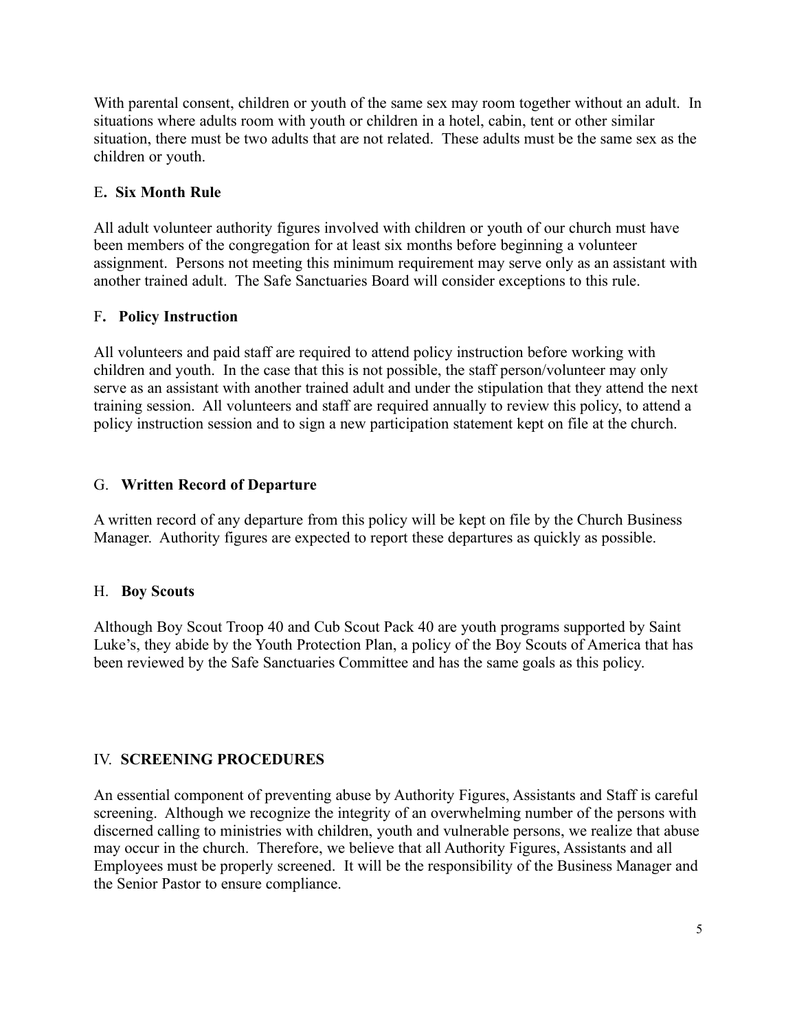With parental consent, children or youth of the same sex may room together without an adult. In situations where adults room with youth or children in a hotel, cabin, tent or other similar situation, there must be two adults that are not related. These adults must be the same sex as the children or youth.

### E. Six Month Rule

All adult volunteer authority figures involved with children or youth of our church must have been members of the congregation for at least six months before beginning a volunteer assignment. Persons not meeting this minimum requirement may serve only as an assistant with another trained adult. The Safe Sanctuaries Board will consider exceptions to this rule.

### F. Policy Instruction

All volunteers and paid staff are required to attend policy instruction before working with children and youth. In the case that this is not possible, the staff person/volunteer may only serve as an assistant with another trained adult and under the stipulation that they attend the next training session. All volunteers and staff are required annually to review this policy, to attend a policy instruction session and to sign a new participation statement kept on file at the church.

### G. Written Record of Departure

A written record of any departure from this policy will be kept on file by the Church Business Manager. Authority figures are expected to report these departures as quickly as possible.

### H. Boy Scouts

Although Boy Scout Troop 40 and Cub Scout Pack 40 are youth programs supported by Saint Luke's, they abide by the Youth Protection Plan, a policy of the Boy Scouts of America that has been reviewed by the Safe Sanctuaries Committee and has the same goals as this policy.

## IV. SCREENING PROCEDURES

An essential component of preventing abuse by Authority Figures, Assistants and Staff is careful screening. Although we recognize the integrity of an overwhelming number of the persons with discerned calling to ministries with children, youth and vulnerable persons, we realize that abuse may occur in the church. Therefore, we believe that all Authority Figures, Assistants and all Employees must be properly screened. It will be the responsibility of the Business Manager and the Senior Pastor to ensure compliance.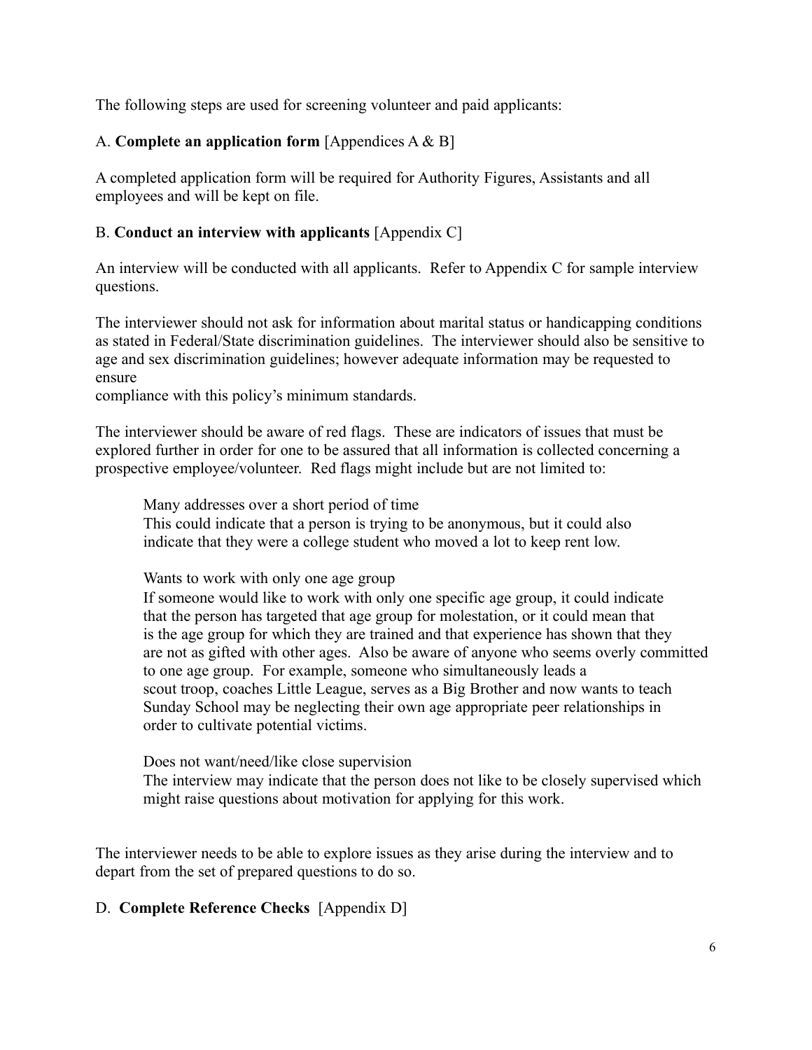The following steps are used for screening volunteer and paid applicants:

A. **Complete an application form** [Appendices A & B]

A completed application form will be required for Authority Figures, Assistants and all employees and will be kept on file.

B. **Conduct an interview with applicants** [Appendix C]

An interview will be conducted with all applicants. Refer to Appendix C for sample interview questions.

The interviewer should not ask for information about marital status or handicapping conditions as stated in Federal/State discrimination guidelines. The interviewer should also be sensitive to age and sex discrimination guidelines; however adequate information may be requested to ensure compliance with this policy's minimum standards.

The interviewer should be aware of red flags. These are indicators of issues that must be explored further in order for one to be assured that all information is collected concerning a prospective employee/volunteer. Red flags might include but are not limited to:

> Many addresses over a short period of time
> This could indicate that a person is trying to be anonymous, but it could also indicate that they were a college student who moved a lot to keep rent low.
>
> Wants to work with only one age group
> If someone would like to work with only one specific age group, it could indicate that the person has targeted that age group for molestation, or it could mean that is the age group for which they are trained and that experience has shown that they are not as gifted with other ages. Also be aware of anyone who seems overly committed to one age group. For example, someone who simultaneously leads a scout troop, coaches Little League, serves as a Big Brother and now wants to teach Sunday School may be neglecting their own age appropriate peer relationships in order to cultivate potential victims.
>
> Does not want/need/like close supervision
> The interview may indicate that the person does not like to be closely supervised which might raise questions about motivation for applying for this work.

The interviewer needs to be able to explore issues as they arise during the interview and to depart from the set of prepared questions to do so.

D. **Complete Reference Checks** [Appendix D]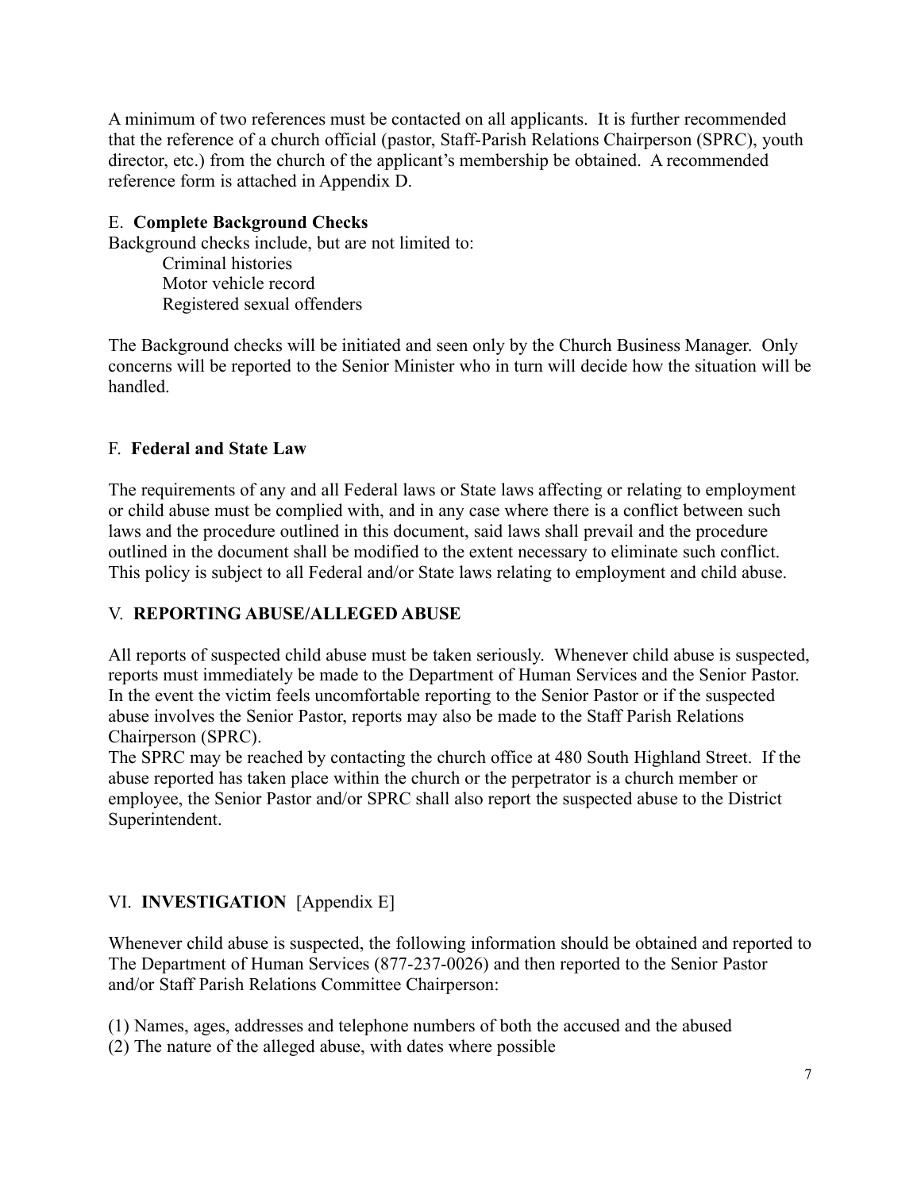A minimum of two references must be contacted on all applicants. It is further recommended that the reference of a church official (pastor, Staff-Parish Relations Chairperson (SPRC), youth director, etc.) from the church of the applicant's membership be obtained. A recommended reference form is attached in Appendix D.

### E. **Complete Background Checks**

Background checks include, but are not limited to:

- Criminal histories
- Motor vehicle record
- Registered sexual offenders

The Background checks will be initiated and seen only by the Church Business Manager. Only concerns will be reported to the Senior Minister who in turn will decide how the situation will be handled.

### F. **Federal and State Law**

The requirements of any and all Federal laws or State laws affecting or relating to employment or child abuse must be complied with, and in any case where there is a conflict between such laws and the procedure outlined in this document, said laws shall prevail and the procedure outlined in the document shall be modified to the extent necessary to eliminate such conflict. This policy is subject to all Federal and/or State laws relating to employment and child abuse.

## V. **REPORTING ABUSE/ALLEGED ABUSE**

All reports of suspected child abuse must be taken seriously. Whenever child abuse is suspected, reports must immediately be made to the Department of Human Services and the Senior Pastor. In the event the victim feels uncomfortable reporting to the Senior Pastor or if the suspected abuse involves the Senior Pastor, reports may also be made to the Staff Parish Relations Chairperson (SPRC).

The SPRC may be reached by contacting the church office at 480 South Highland Street. If the abuse reported has taken place within the church or the perpetrator is a church member or employee, the Senior Pastor and/or SPRC shall also report the suspected abuse to the District Superintendent.

## VI. **INVESTIGATION** [Appendix E]

Whenever child abuse is suspected, the following information should be obtained and reported to The Department of Human Services (877-237-0026) and then reported to the Senior Pastor and/or Staff Parish Relations Committee Chairperson:

(1) Names, ages, addresses and telephone numbers of both the accused and the abused
(2) The nature of the alleged abuse, with dates where possible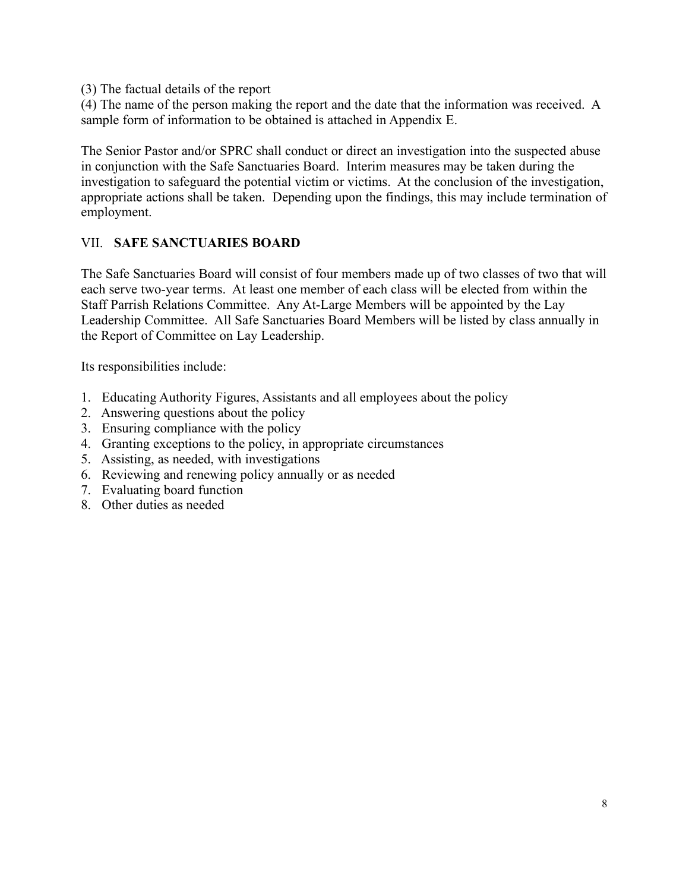(3) The factual details of the report

(4) The name of the person making the report and the date that the information was received. A sample form of information to be obtained is attached in Appendix E.

The Senior Pastor and/or SPRC shall conduct or direct an investigation into the suspected abuse in conjunction with the Safe Sanctuaries Board. Interim measures may be taken during the investigation to safeguard the potential victim or victims. At the conclusion of the investigation, appropriate actions shall be taken. Depending upon the findings, this may include termination of employment.

## VII. **SAFE SANCTUARIES BOARD**

The Safe Sanctuaries Board will consist of four members made up of two classes of two that will each serve two-year terms. At least one member of each class will be elected from within the Staff Parrish Relations Committee. Any At-Large Members will be appointed by the Lay Leadership Committee. All Safe Sanctuaries Board Members will be listed by class annually in the Report of Committee on Lay Leadership.

Its responsibilities include:

1. Educating Authority Figures, Assistants and all employees about the policy
2. Answering questions about the policy
3. Ensuring compliance with the policy
4. Granting exceptions to the policy, in appropriate circumstances
5. Assisting, as needed, with investigations
6. Reviewing and renewing policy annually or as needed
7. Evaluating board function
8. Other duties as needed